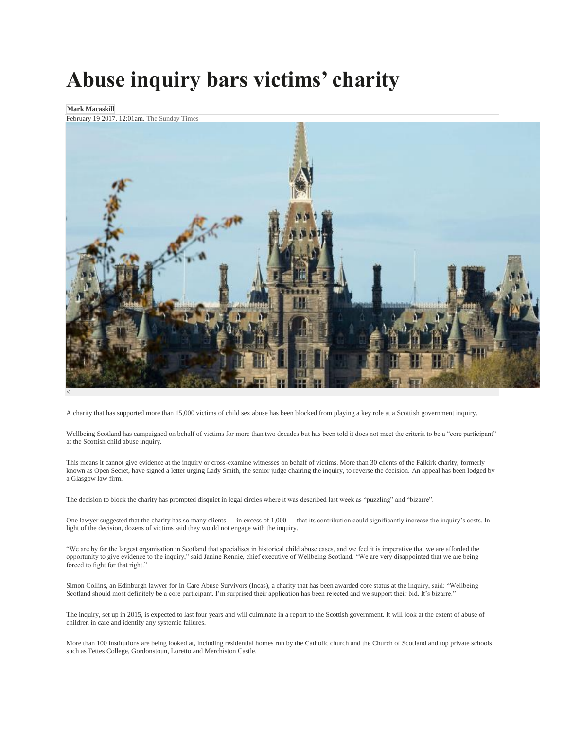# Abuse inquiry bars victims' charity

**Mark Macaskill**

February 19 2017, 12:01am, The Sunday Times

A charity that has supported more than 15,000 victims of child sex abuse has been blocked from playing a key role at a Scottish government inquiry.

Wellbeing Scotland has campaigned on behalf of victims for more than two decades but has been told it does not meet the criteria to be a "core participant" at the Scottish child abuse inquiry.

This means it cannot give evidence at the inquiry or cross-examine witnesses on behalf of victims. More than 30 clients of the Falkirk charity, formerly known as Open Secret, have signed a letter urging Lady Smith, the senior judge chairing the inquiry, to reverse the decision. An appeal has been lodged by a Glasgow law firm.

The decision to block the charity has prompted disquiet in legal circles where it was described last week as "puzzling" and "bizarre".

One lawyer suggested that the charity has so many clients — in excess of 1,000 — that its contribution could significantly increase the inquiry's costs. In light of the decision, dozens of victims said they would not engage with the inquiry.

"We are by far the largest organisation in Scotland that specialises in historical child abuse cases, and we feel it is imperative that we are afforded the opportunity to give evidence to the inquiry," said Janine Rennie, chief executive of Wellbeing Scotland. "We are very disappointed that we are being forced to fight for that right."

Simon Collins, an Edinburgh lawyer for In Care Abuse Survivors (Incas), a charity that has been awarded core status at the inquiry, said: "Wellbeing Scotland should most definitely be a core participant. I'm surprised their application has been rejected and we support their bid. It's bizarre."

The inquiry, set up in 2015, is expected to last four years and will culminate in a report to the Scottish government. It will look at the extent of abuse of children in care and identify any systemic failures.

More than 100 institutions are being looked at, including residential homes run by the Catholic church and the Church of Scotland and top private schools such as Fettes College, Gordonstoun, Loretto and Merchiston Castle.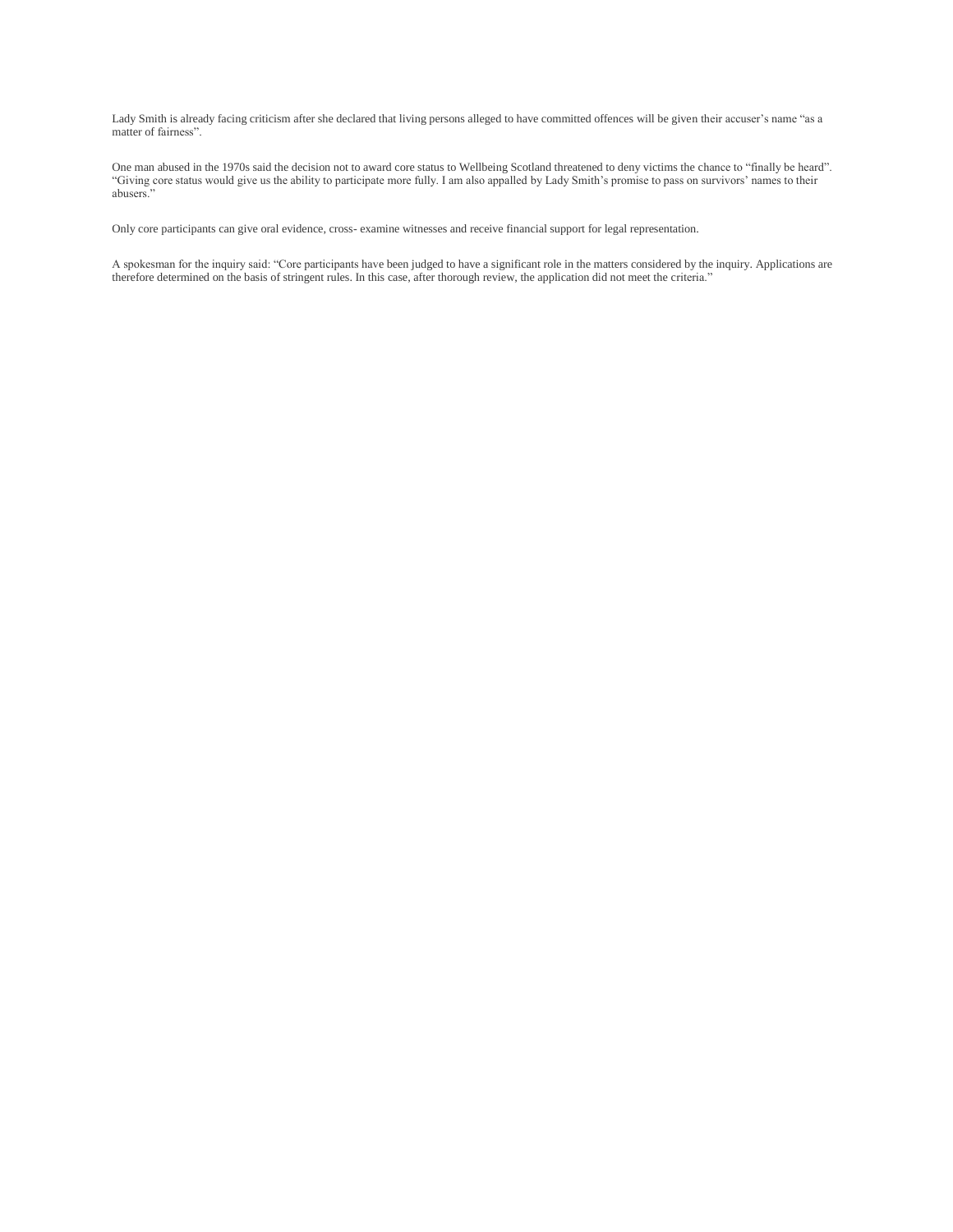Lady Smith is already facing criticism after she declared that living persons alleged to have committed offences will be given their accuser's name "as a matter of fairness".

One man abused in the 1970s said the decision not to award core status to Wellbeing Scotland threatened to deny victims the chance to "finally be heard". "Giving core status would give us the ability to participate more fully. I am also appalled by Lady Smith's promise to pass on survivors' names to their abusers."

Only core participants can give oral evidence, cross- examine witnesses and receive financial support for legal representation.

A spokesman for the inquiry said: "Core participants have been judged to have a significant role in the matters considered by the inquiry. Applications are therefore determined on the basis of stringent rules. In this case, after thorough review, the application did not meet the criteria."